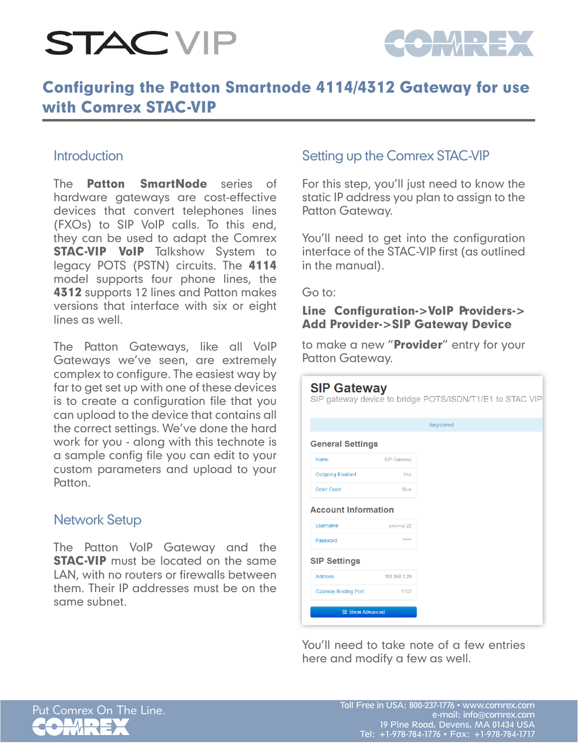# Configuring the Patton Smartnode 4114/4312 Gateway for use with Comrex STAC-VIP

## Introduction

The **Patton SmartNode** series of hardware gateways are cost-effective devices that convert telephones lines (FXOs) to SIP VoIP calls. To this end, they can be used to adapt the Comrex **STAC-VIP VoIP** Talkshow System to legacy POTS (PSTN) circuits. The **4114** model supports four phone lines, the **4312** supports 12 lines and Patton makes versions that interface with six or eight lines as well.

The Patton Gateways, like all VoIP Gateways we've seen, are extremely complex to configure. The easiest way by far to get set up with one of these devices is to create a configuration file that you can upload to the device that contains all the correct settings. We've done the hard work for you - along with this technote is a sample config file you can edit to your custom parameters and upload to your Patton.

## Network Setup

The Patton VoIP Gateway and the **STAC-VIP** must be located on the same LAN, with no routers or firewalls between them. Their IP addresses must be on the same subnet.

## Setting up the Comrex STAC-VIP

For this step, you'll just need to know the static IP address you plan to assign to the Patton Gateway.

You'll need to get into the configuration interface of the STAC-VIP first (as outlined in the manual).

Go to:

**Line Configuration->VoIP Providers->Add Provider->SIP Gateway Device**

to make a new "**Provider**" entry for your Patton Gateway.

**SIP Gateway**
SIP gateway device to bridge POTS/ISDN/T1/E1 to STAC VIP

Registered

**General Settings**

| | |
|---|---|
| Name | SIP Gateway |
| Outgoing Enabled | Yes |
| Color Code | Blue |

**Account Information**

| | |
|---|---|
| Username | external 22 |
| Password | ***** |

**SIP Settings**

| | |
|---|---|
| Address | 192.168.1.29 |
| Gateway Binding Port | 5102 |

Show Advanced

You'll need to take note of a few entries here and modify a few as well.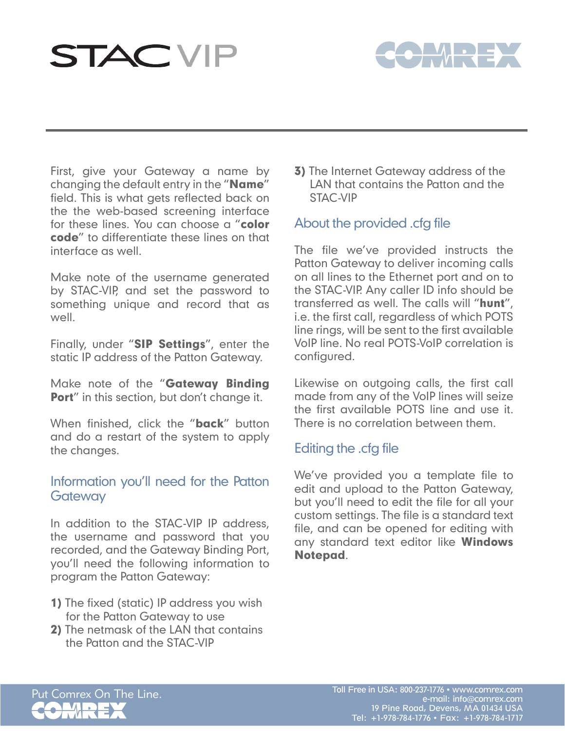First, give your Gateway a name by changing the default entry in the "**Name**" field. This is what gets reflected back on the the web-based screening interface for these lines. You can choose a "**color code**" to differentiate these lines on that interface as well.

Make note of the username generated by STAC-VIP, and set the password to something unique and record that as well.

Finally, under "**SIP Settings**", enter the static IP address of the Patton Gateway.

Make note of the "**Gateway Binding Port**" in this section, but don't change it.

When finished, click the "**back**" button and do a restart of the system to apply the changes.

## Information you'll need for the Patton Gateway

In addition to the STAC-VIP IP address, the username and password that you recorded, and the Gateway Binding Port, you'll need the following information to program the Patton Gateway:

**1)** The fixed (static) IP address you wish for the Patton Gateway to use
**2)** The netmask of the LAN that contains the Patton and the STAC-VIP
**3)** The Internet Gateway address of the LAN that contains the Patton and the STAC-VIP

## About the provided .cfg file

The file we've provided instructs the Patton Gateway to deliver incoming calls on all lines to the Ethernet port and on to the STAC-VIP. Any caller ID info should be transferred as well. The calls will "**hunt**", i.e. the first call, regardless of which POTS line rings, will be sent to the first available VoIP line. No real POTS-VoIP correlation is configured.

Likewise on outgoing calls, the first call made from any of the VoIP lines will seize the first available POTS line and use it. There is no correlation between them.

## Editing the .cfg file

We've provided you a template file to edit and upload to the Patton Gateway, but you'll need to edit the file for all your custom settings. The file is a standard text file, and can be opened for editing with any standard text editor like **Windows Notepad**.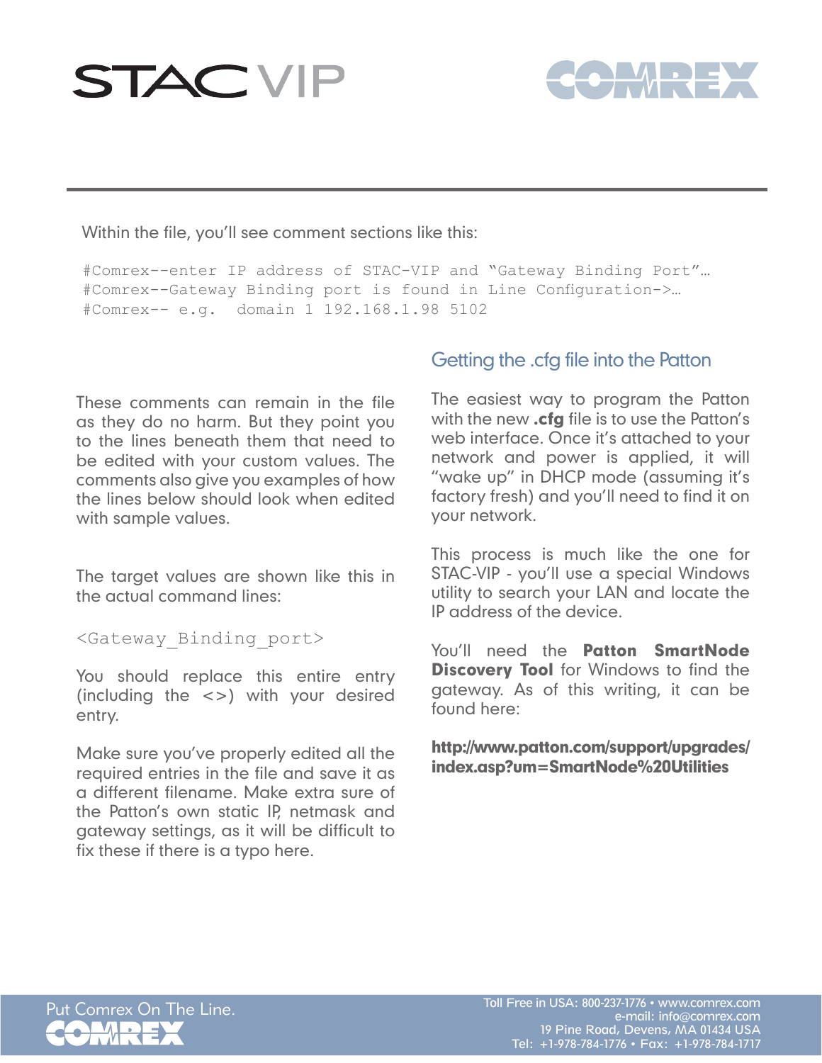Within the file, you'll see comment sections like this:

```
#Comrex--enter IP address of STAC-VIP and "Gateway Binding Port"…
#Comrex--Gateway Binding port is found in Line Configuration->…
#Comrex-- e.g.  domain 1 192.168.1.98 5102
```

These comments can remain in the file as they do no harm. But they point you to the lines beneath them that need to be edited with your custom values. The comments also give you examples of how the lines below should look when edited with sample values.

The target values are shown like this in the actual command lines:

```
<Gateway_Binding_port>
```

You should replace this entire entry (including the <>) with your desired entry.

Make sure you've properly edited all the required entries in the file and save it as a different filename. Make extra sure of the Patton's own static IP, netmask and gateway settings, as it will be difficult to fix these if there is a typo here.

## Getting the .cfg file into the Patton

The easiest way to program the Patton with the new **.cfg** file is to use the Patton's web interface. Once it's attached to your network and power is applied, it will "wake up" in DHCP mode (assuming it's factory fresh) and you'll need to find it on your network.

This process is much like the one for STAC-VIP - you'll use a special Windows utility to search your LAN and locate the IP address of the device.

You'll need the **Patton SmartNode Discovery Tool** for Windows to find the gateway. As of this writing, it can be found here:

**http://www.patton.com/support/upgrades/index.asp?um=SmartNode%20Utilities**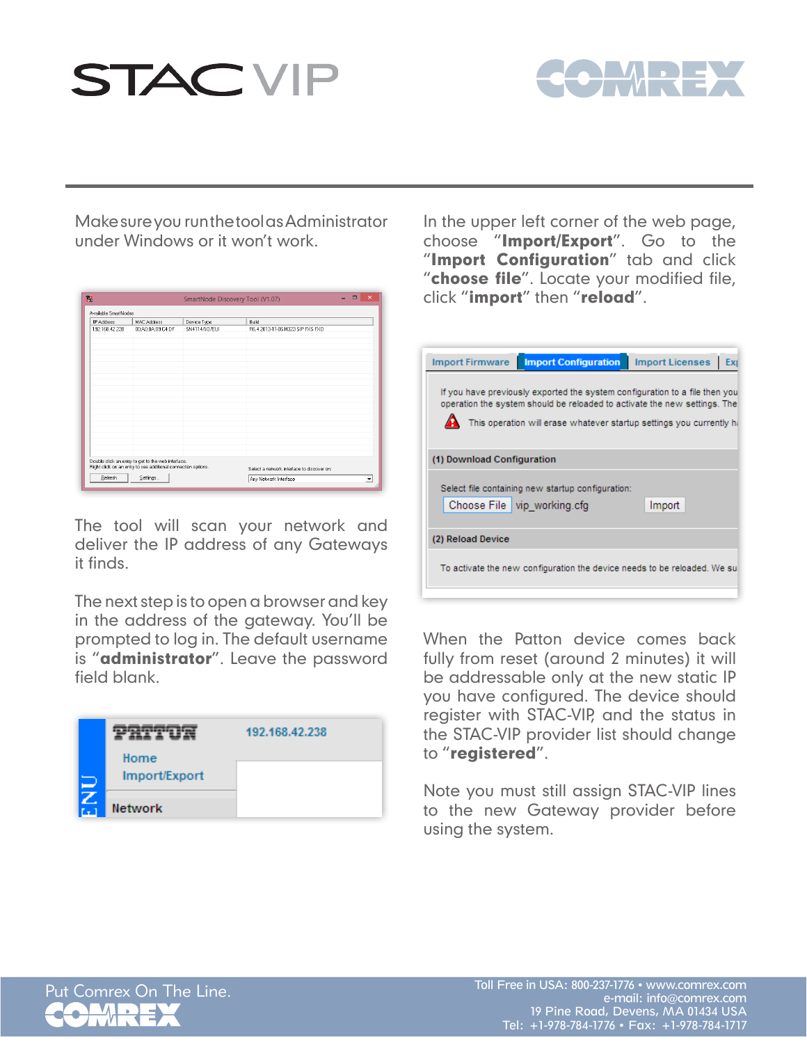Make sure you run the tool as Administrator under Windows or it won't work.

The tool will scan your network and deliver the IP address of any Gateways it finds.

The next step is to open a browser and key in the address of the gateway. You'll be prompted to log in. The default username is "**administrator**". Leave the password field blank.

In the upper left corner of the web page, choose "**Import/Export**". Go to the "**Import Configuration**" tab and click "**choose file**". Locate your modified file, click "**import**" then "**reload**".

When the Patton device comes back fully from reset (around 2 minutes) it will be addressable only at the new static IP you have configured. The device should register with STAC-VIP, and the status in the STAC-VIP provider list should change to "**registered**".

Note you must still assign STAC-VIP lines to the new Gateway provider before using the system.

Put Comrex On The Line.

Toll Free in USA: 800-237-1776 • www.comrex.com
e-mail: info@comrex.com
19 Pine Road, Devens, MA 01434 USA
Tel: +1-978-784-1776 • Fax: +1-978-784-1717